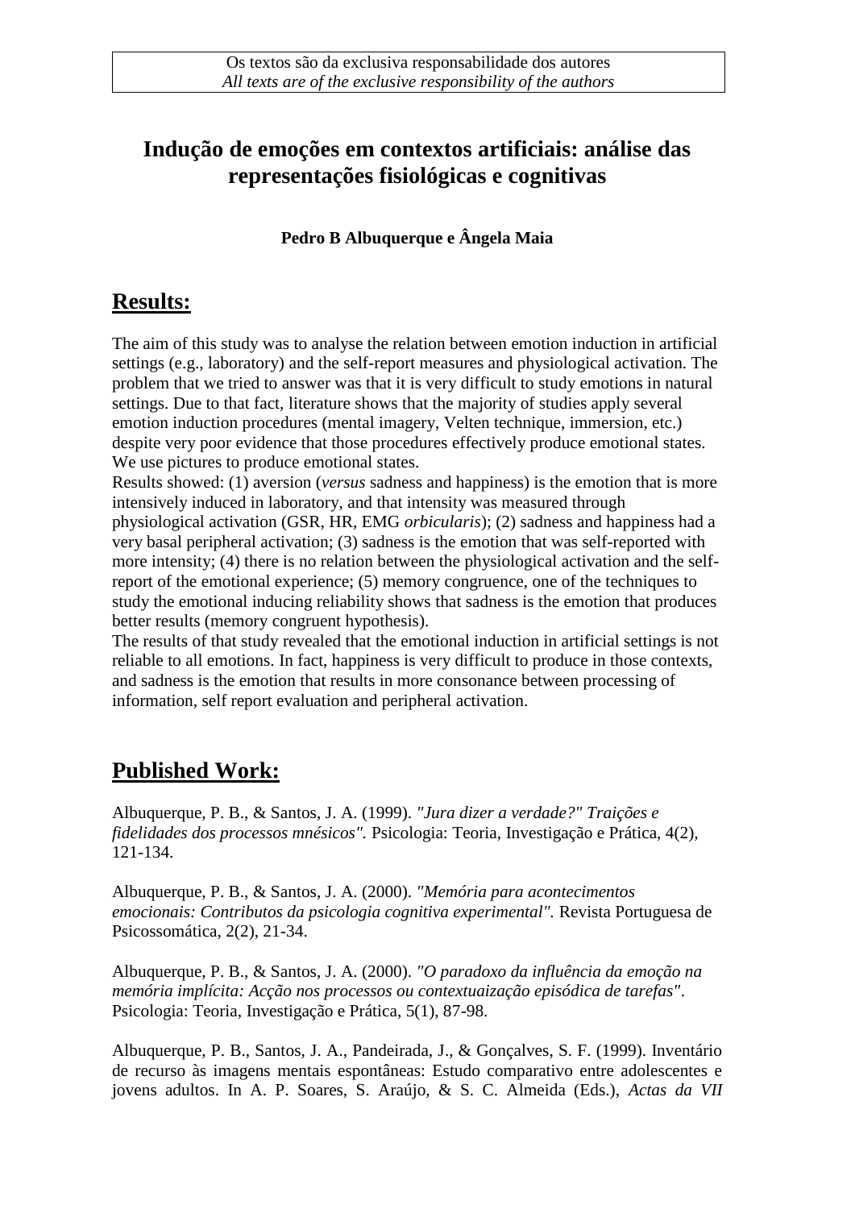Os textos são da exclusiva responsabilidade dos autores
*All texts are of the exclusive responsibility of the authors*

# Indução de emoções em contextos artificiais: análise das representações fisiológicas e cognitivas

**Pedro B Albuquerque e Ângela Maia**

## Results:

The aim of this study was to analyse the relation between emotion induction in artificial settings (e.g., laboratory) and the self-report measures and physiological activation. The problem that we tried to answer was that it is very difficult to study emotions in natural settings. Due to that fact, literature shows that the majority of studies apply several emotion induction procedures (mental imagery, Velten technique, immersion, etc.) despite very poor evidence that those procedures effectively produce emotional states. We use pictures to produce emotional states.

Results showed: (1) aversion (*versus* sadness and happiness) is the emotion that is more intensively induced in laboratory, and that intensity was measured through physiological activation (GSR, HR, EMG *orbicularis*); (2) sadness and happiness had a very basal peripheral activation; (3) sadness is the emotion that was self-reported with more intensity; (4) there is no relation between the physiological activation and the self-report of the emotional experience; (5) memory congruence, one of the techniques to study the emotional inducing reliability shows that sadness is the emotion that produces better results (memory congruent hypothesis).

The results of that study revealed that the emotional induction in artificial settings is not reliable to all emotions. In fact, happiness is very difficult to produce in those contexts, and sadness is the emotion that results in more consonance between processing of information, self report evaluation and peripheral activation.

## Published Work:

Albuquerque, P. B., & Santos, J. A. (1999). *"Jura dizer a verdade?" Traições e fidelidades dos processos mnésicos".* Psicologia: Teoria, Investigação e Prática, 4(2), 121-134.

Albuquerque, P. B., & Santos, J. A. (2000). *"Memória para acontecimentos emocionais: Contributos da psicologia cognitiva experimental".* Revista Portuguesa de Psicossomática, 2(2), 21-34.

Albuquerque, P. B., & Santos, J. A. (2000). *"O paradoxo da influência da emoção na memória implícita: Acção nos processos ou contextuaização episódica de tarefas"*. Psicologia: Teoria, Investigação e Prática, 5(1), 87-98.

Albuquerque, P. B., Santos, J. A., Pandeirada, J., & Gonçalves, S. F. (1999). Inventário de recurso às imagens mentais espontâneas: Estudo comparativo entre adolescentes e jovens adultos. In A. P. Soares, S. Araújo, & S. C. Almeida (Eds.), *Actas da VII*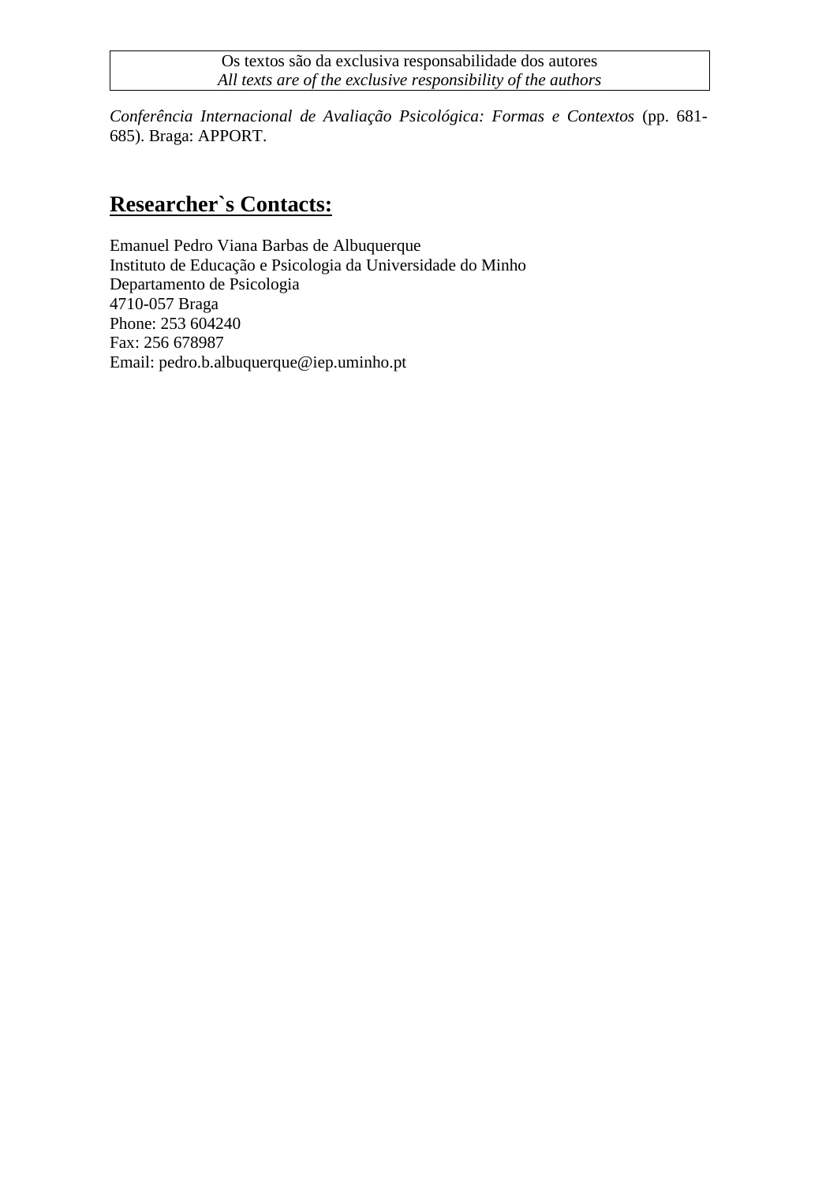Os textos são da exclusiva responsabilidade dos autores
*All texts are of the exclusive responsibility of the authors*

*Conferência Internacional de Avaliação Psicológica: Formas e Contextos* (pp. 681-685). Braga: APPORT.

## **Researcher`s Contacts:**

Emanuel Pedro Viana Barbas de Albuquerque
Instituto de Educação e Psicologia da Universidade do Minho
Departamento de Psicologia
4710-057 Braga
Phone: 253 604240
Fax: 256 678987
Email: pedro.b.albuquerque@iep.uminho.pt